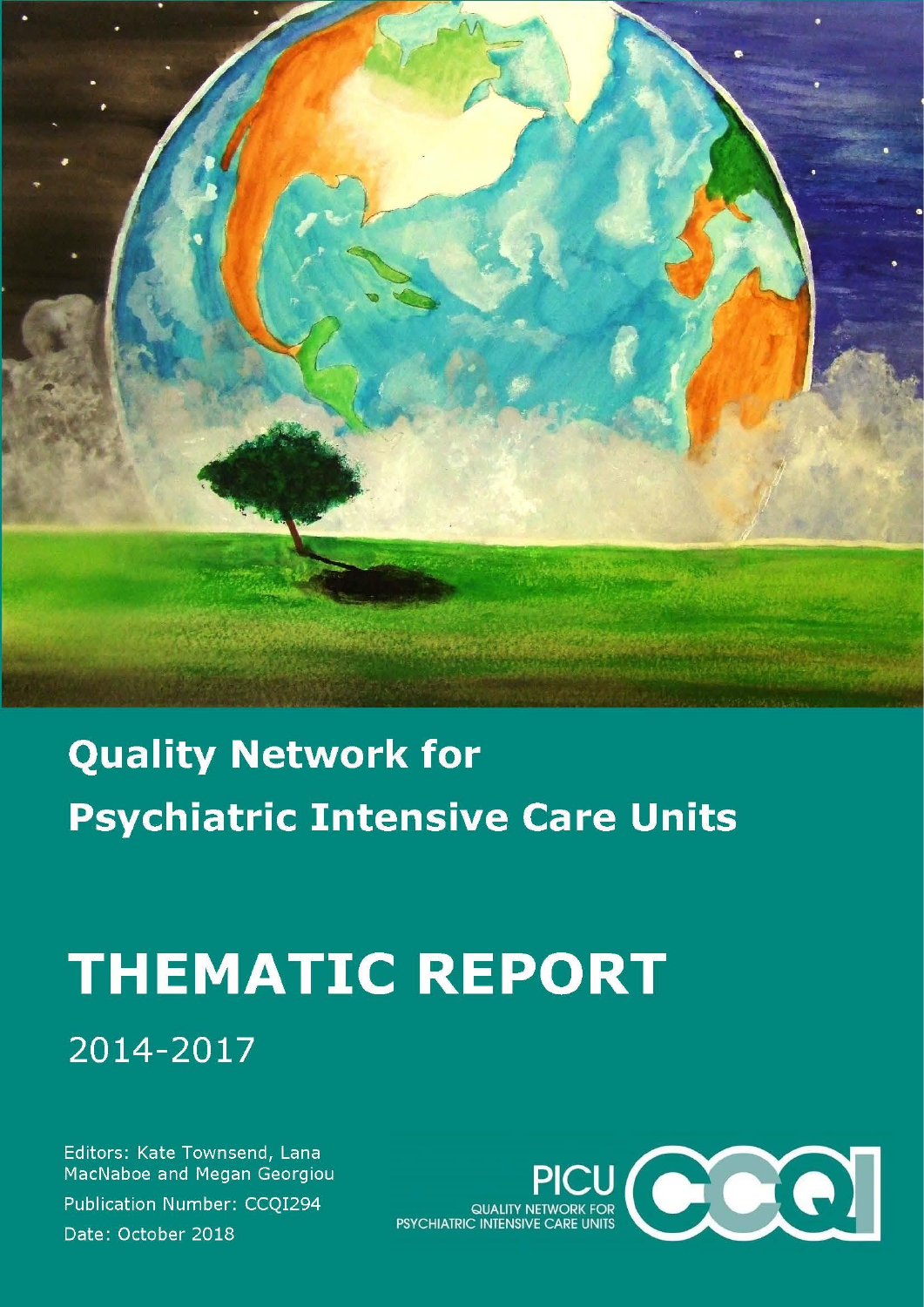# Quality Network for Psychiatric Intensive Care Units

# THEMATIC REPORT

2014-2017

Editors: Kate Townsend, Lana MacNaboe and Megan Georgiou

Publication Number: CCQI294

Date: October 2018

PICU QUALITY NETWORK FOR PSYCHIATRIC INTENSIVE CARE UNITS CCQI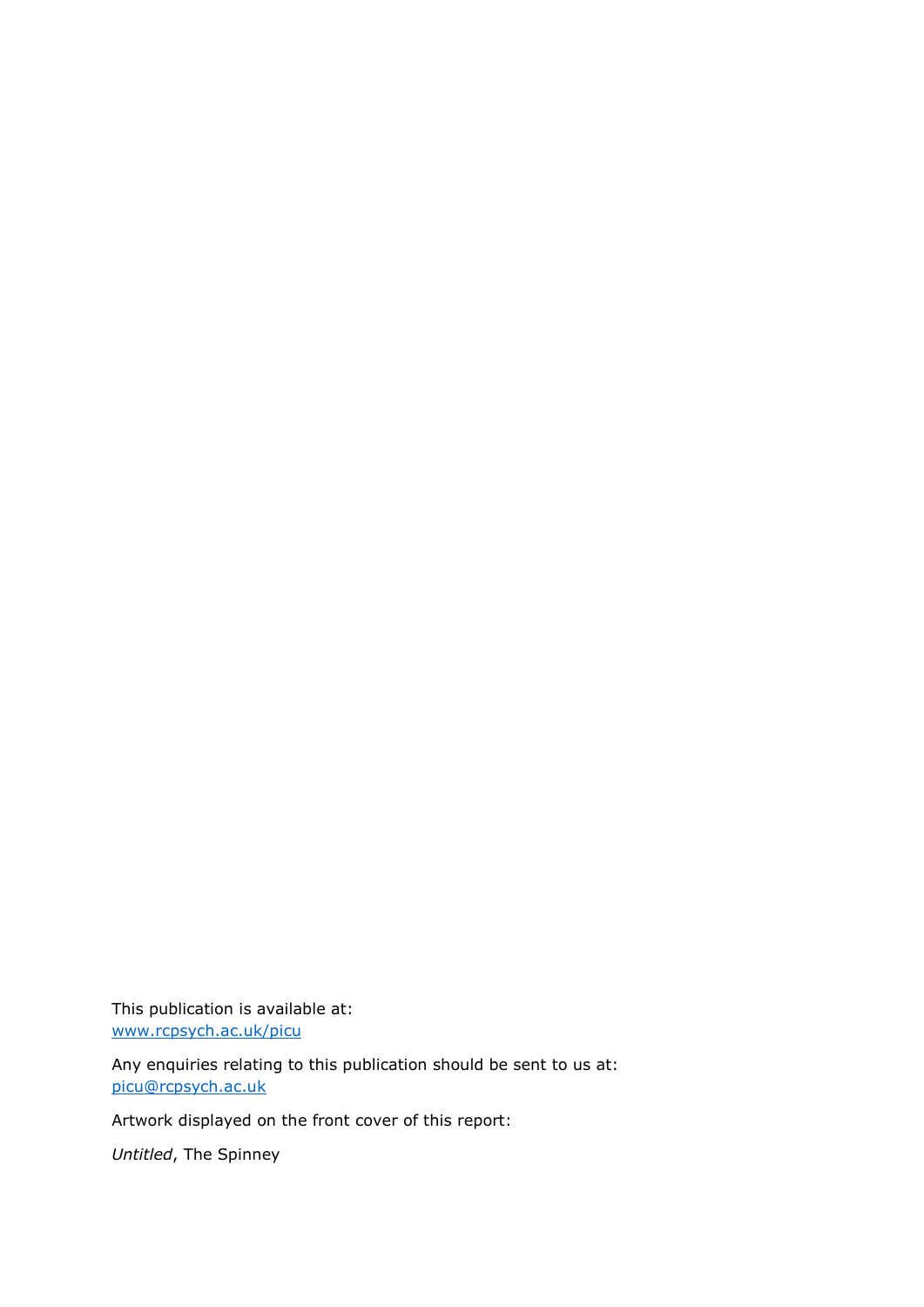This publication is available at:
[www.rcpsych.ac.uk/picu](www.rcpsych.ac.uk/picu)

Any enquiries relating to this publication should be sent to us at:
[picu@rcpsych.ac.uk](mailto:picu@rcpsych.ac.uk)

Artwork displayed on the front cover of this report:

*Untitled*, The Spinney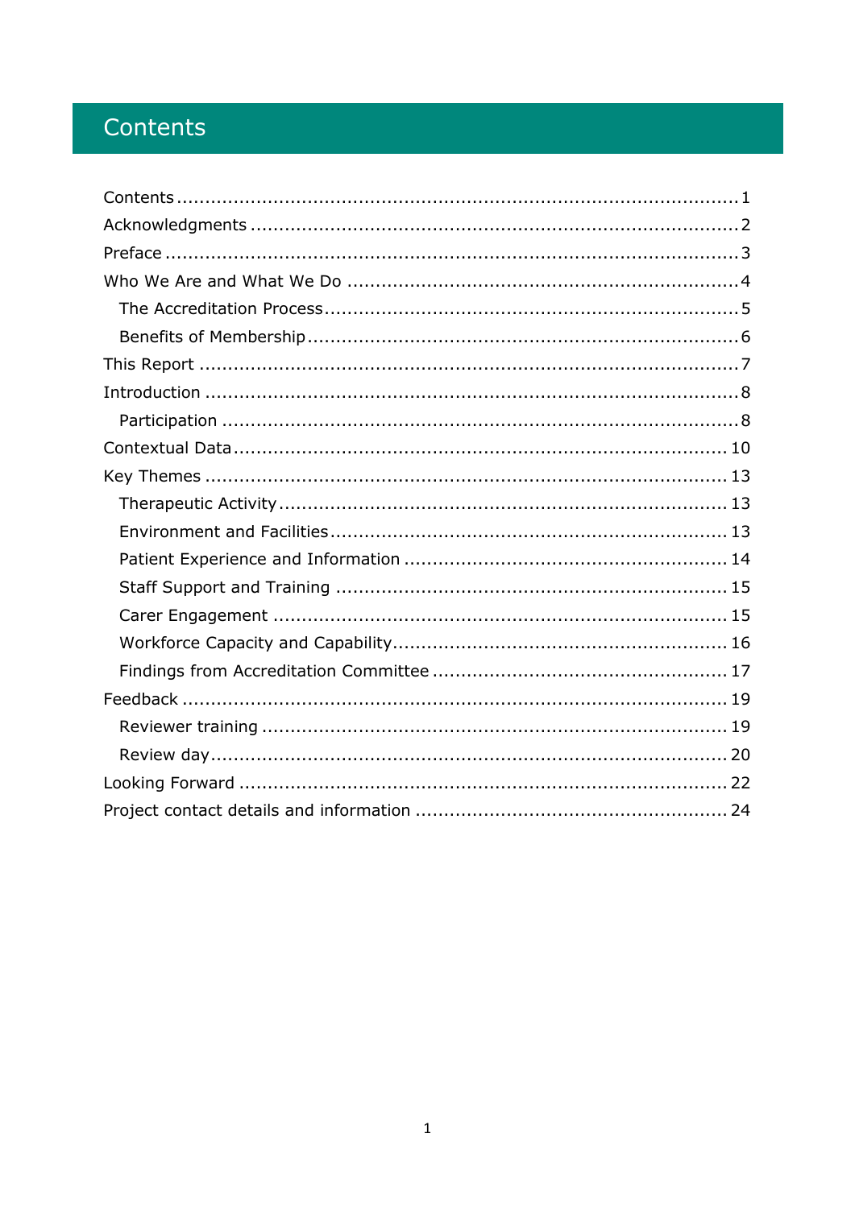# Contents

- Contents ... 1
- Acknowledgments ... 2
- Preface ... 3
- Who We Are and What We Do ... 4
  - The Accreditation Process ... 5
  - Benefits of Membership ... 6
- This Report ... 7
- Introduction ... 8
  - Participation ... 8
- Contextual Data ... 10
- Key Themes ... 13
  - Therapeutic Activity ... 13
  - Environment and Facilities ... 13
  - Patient Experience and Information ... 14
  - Staff Support and Training ... 15
  - Carer Engagement ... 15
  - Workforce Capacity and Capability ... 16
  - Findings from Accreditation Committee ... 17
- Feedback ... 19
  - Reviewer training ... 19
  - Review day ... 20
- Looking Forward ... 22
- Project contact details and information ... 24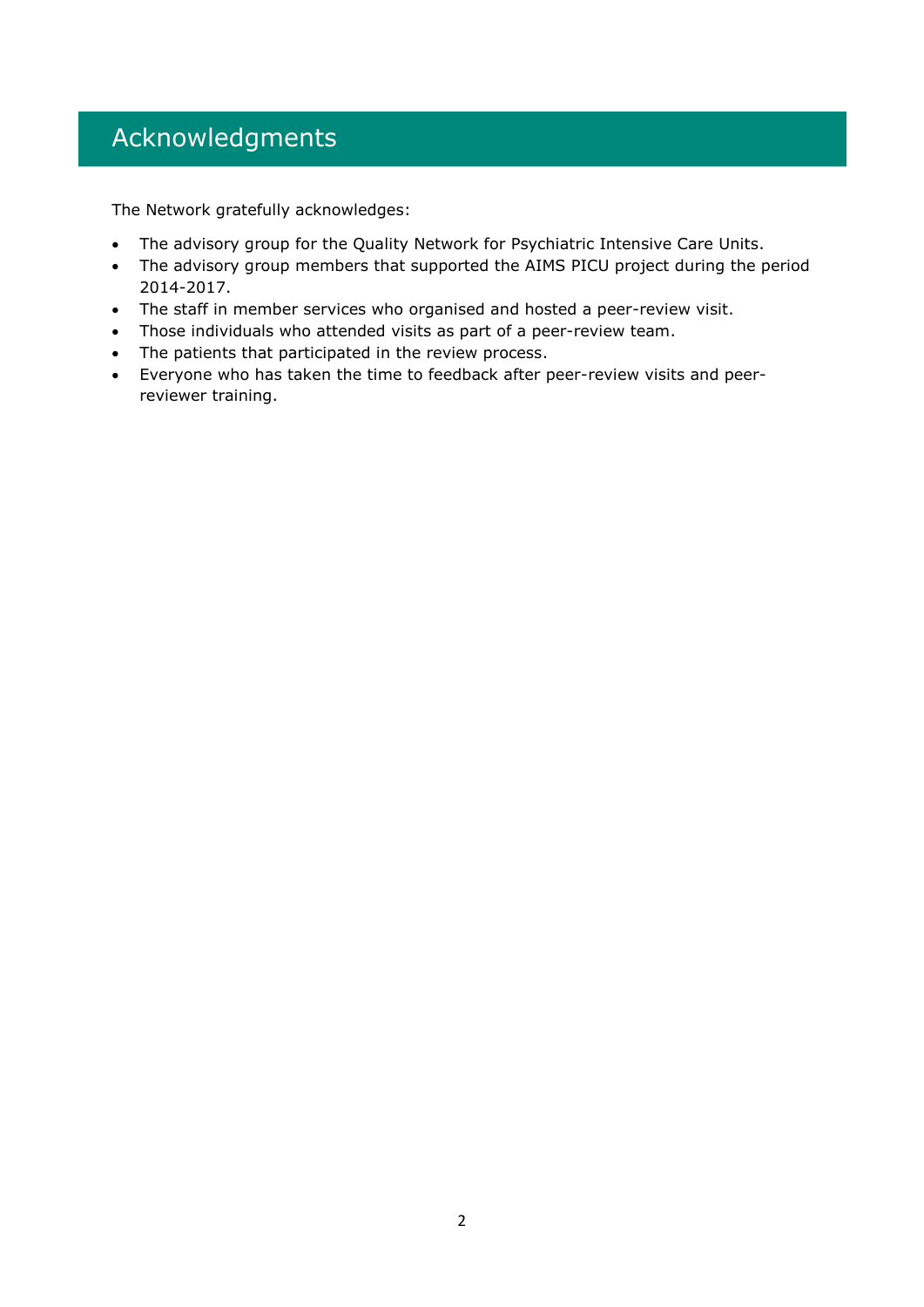# Acknowledgments

The Network gratefully acknowledges:

- The advisory group for the Quality Network for Psychiatric Intensive Care Units.
- The advisory group members that supported the AIMS PICU project during the period 2014-2017.
- The staff in member services who organised and hosted a peer-review visit.
- Those individuals who attended visits as part of a peer-review team.
- The patients that participated in the review process.
- Everyone who has taken the time to feedback after peer-review visits and peer-reviewer training.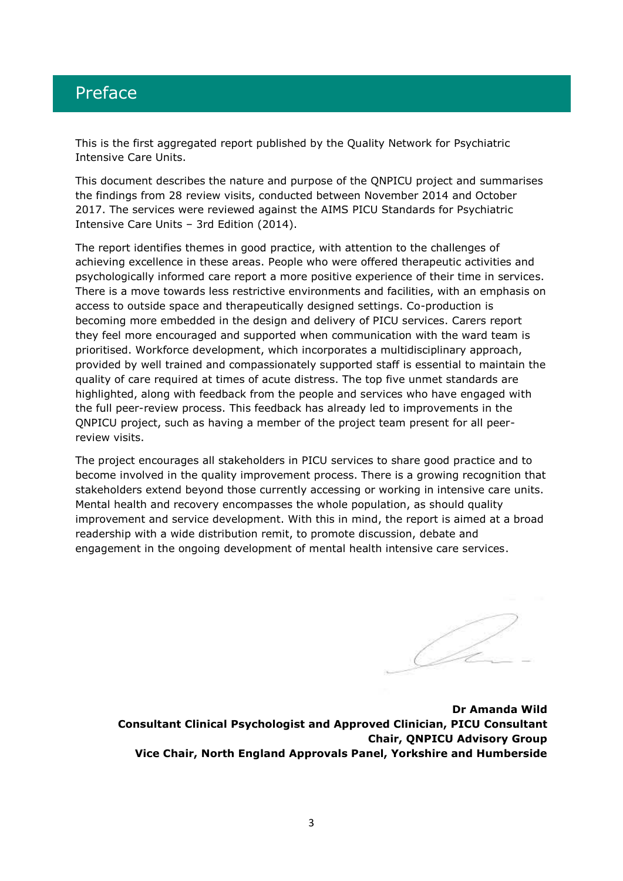# Preface

This is the first aggregated report published by the Quality Network for Psychiatric Intensive Care Units.

This document describes the nature and purpose of the QNPICU project and summarises the findings from 28 review visits, conducted between November 2014 and October 2017. The services were reviewed against the AIMS PICU Standards for Psychiatric Intensive Care Units – 3rd Edition (2014).

The report identifies themes in good practice, with attention to the challenges of achieving excellence in these areas. People who were offered therapeutic activities and psychologically informed care report a more positive experience of their time in services. There is a move towards less restrictive environments and facilities, with an emphasis on access to outside space and therapeutically designed settings. Co-production is becoming more embedded in the design and delivery of PICU services. Carers report they feel more encouraged and supported when communication with the ward team is prioritised. Workforce development, which incorporates a multidisciplinary approach, provided by well trained and compassionately supported staff is essential to maintain the quality of care required at times of acute distress. The top five unmet standards are highlighted, along with feedback from the people and services who have engaged with the full peer-review process. This feedback has already led to improvements in the QNPICU project, such as having a member of the project team present for all peer-review visits.

The project encourages all stakeholders in PICU services to share good practice and to become involved in the quality improvement process. There is a growing recognition that stakeholders extend beyond those currently accessing or working in intensive care units. Mental health and recovery encompasses the whole population, as should quality improvement and service development. With this in mind, the report is aimed at a broad readership with a wide distribution remit, to promote discussion, debate and engagement in the ongoing development of mental health intensive care services.

**Dr Amanda Wild**
**Consultant Clinical Psychologist and Approved Clinician, PICU Consultant**
**Chair, QNPICU Advisory Group**
**Vice Chair, North England Approvals Panel, Yorkshire and Humberside**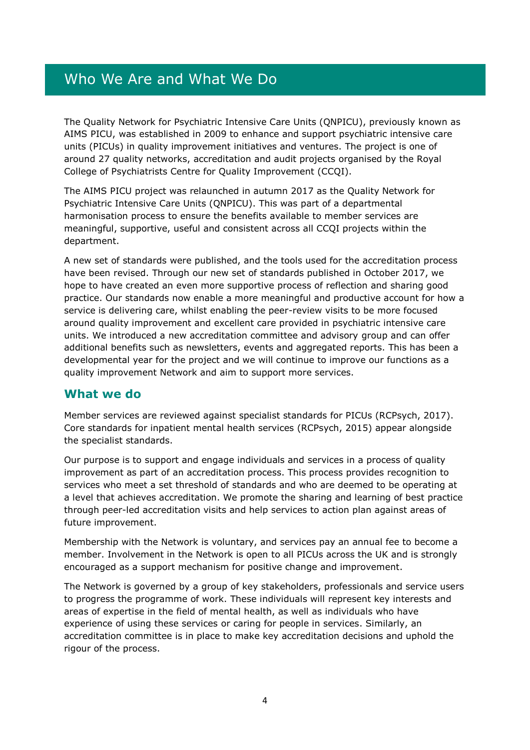# Who We Are and What We Do

The Quality Network for Psychiatric Intensive Care Units (QNPICU), previously known as AIMS PICU, was established in 2009 to enhance and support psychiatric intensive care units (PICUs) in quality improvement initiatives and ventures. The project is one of around 27 quality networks, accreditation and audit projects organised by the Royal College of Psychiatrists Centre for Quality Improvement (CCQI).

The AIMS PICU project was relaunched in autumn 2017 as the Quality Network for Psychiatric Intensive Care Units (QNPICU). This was part of a departmental harmonisation process to ensure the benefits available to member services are meaningful, supportive, useful and consistent across all CCQI projects within the department.

A new set of standards were published, and the tools used for the accreditation process have been revised. Through our new set of standards published in October 2017, we hope to have created an even more supportive process of reflection and sharing good practice. Our standards now enable a more meaningful and productive account for how a service is delivering care, whilst enabling the peer-review visits to be more focused around quality improvement and excellent care provided in psychiatric intensive care units. We introduced a new accreditation committee and advisory group and can offer additional benefits such as newsletters, events and aggregated reports. This has been a developmental year for the project and we will continue to improve our functions as a quality improvement Network and aim to support more services.

## What we do

Member services are reviewed against specialist standards for PICUs (RCPsych, 2017). Core standards for inpatient mental health services (RCPsych, 2015) appear alongside the specialist standards.

Our purpose is to support and engage individuals and services in a process of quality improvement as part of an accreditation process. This process provides recognition to services who meet a set threshold of standards and who are deemed to be operating at a level that achieves accreditation. We promote the sharing and learning of best practice through peer-led accreditation visits and help services to action plan against areas of future improvement.

Membership with the Network is voluntary, and services pay an annual fee to become a member. Involvement in the Network is open to all PICUs across the UK and is strongly encouraged as a support mechanism for positive change and improvement.

The Network is governed by a group of key stakeholders, professionals and service users to progress the programme of work. These individuals will represent key interests and areas of expertise in the field of mental health, as well as individuals who have experience of using these services or caring for people in services. Similarly, an accreditation committee is in place to make key accreditation decisions and uphold the rigour of the process.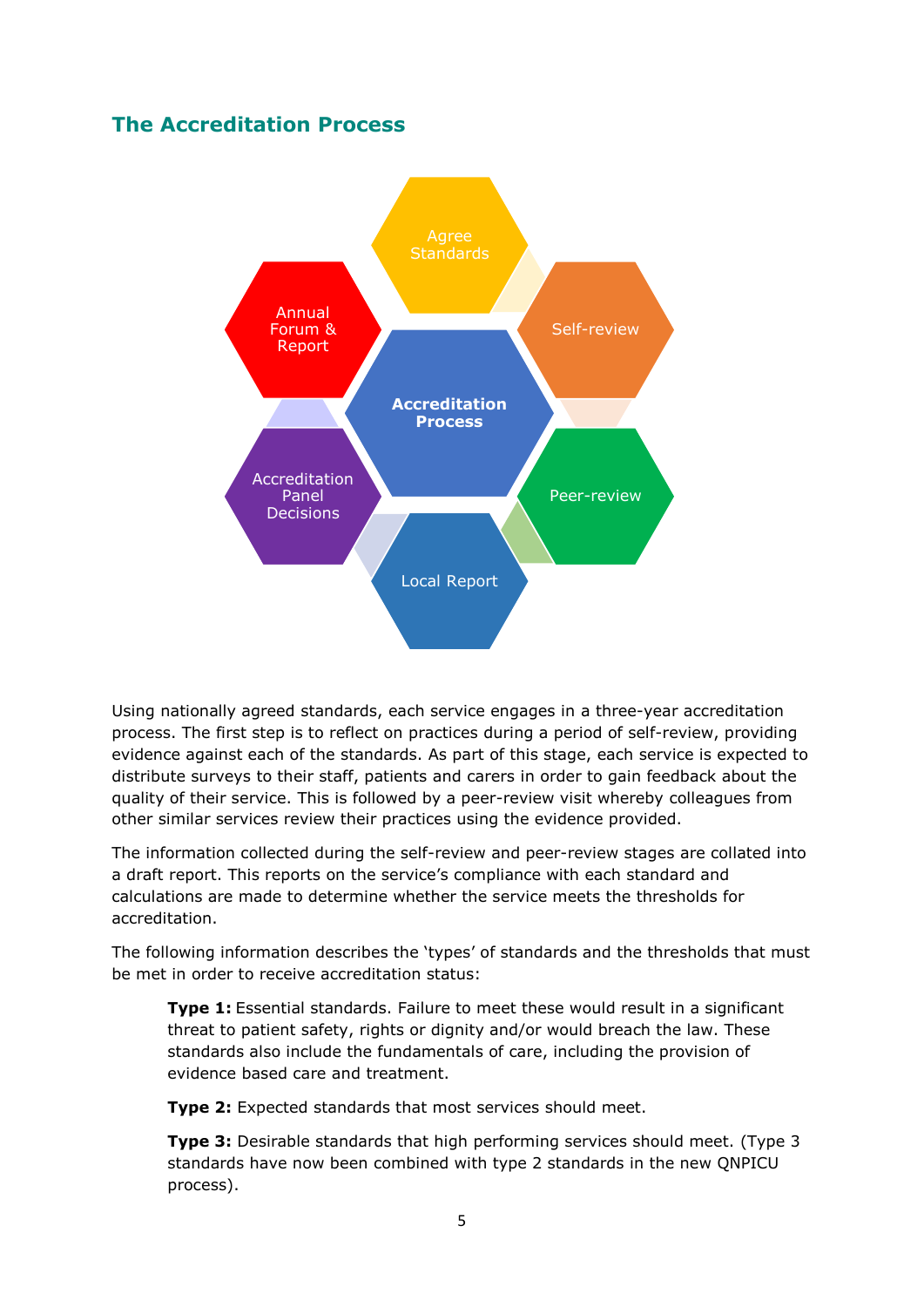## The Accreditation Process

Agree Standards

Self-review

Peer-review

Local Report

Accreditation Panel Decisions

Annual Forum & Report

Accreditation Process

Using nationally agreed standards, each service engages in a three-year accreditation process. The first step is to reflect on practices during a period of self-review, providing evidence against each of the standards. As part of this stage, each service is expected to distribute surveys to their staff, patients and carers in order to gain feedback about the quality of their service. This is followed by a peer-review visit whereby colleagues from other similar services review their practices using the evidence provided.

The information collected during the self-review and peer-review stages are collated into a draft report. This reports on the service's compliance with each standard and calculations are made to determine whether the service meets the thresholds for accreditation.

The following information describes the 'types' of standards and the thresholds that must be met in order to receive accreditation status:

> **Type 1:** Essential standards. Failure to meet these would result in a significant threat to patient safety, rights or dignity and/or would breach the law. These standards also include the fundamentals of care, including the provision of evidence based care and treatment.
>
> **Type 2:** Expected standards that most services should meet.
>
> **Type 3:** Desirable standards that high performing services should meet. (Type 3 standards have now been combined with type 2 standards in the new QNPICU process).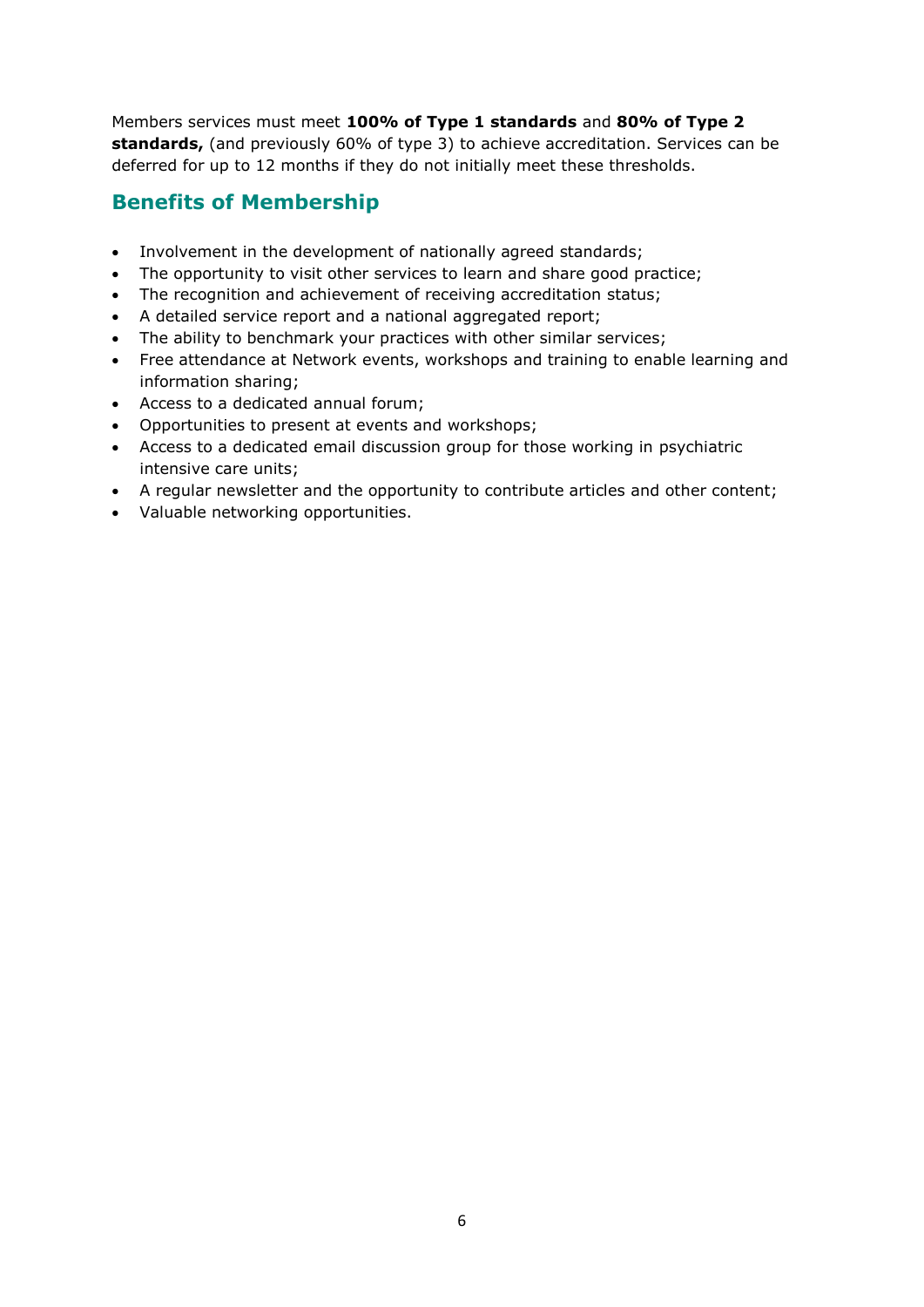Members services must meet **100% of Type 1 standards** and **80% of Type 2 standards,** (and previously 60% of type 3) to achieve accreditation. Services can be deferred for up to 12 months if they do not initially meet these thresholds.

## Benefits of Membership

- Involvement in the development of nationally agreed standards;
- The opportunity to visit other services to learn and share good practice;
- The recognition and achievement of receiving accreditation status;
- A detailed service report and a national aggregated report;
- The ability to benchmark your practices with other similar services;
- Free attendance at Network events, workshops and training to enable learning and information sharing;
- Access to a dedicated annual forum;
- Opportunities to present at events and workshops;
- Access to a dedicated email discussion group for those working in psychiatric intensive care units;
- A regular newsletter and the opportunity to contribute articles and other content;
- Valuable networking opportunities.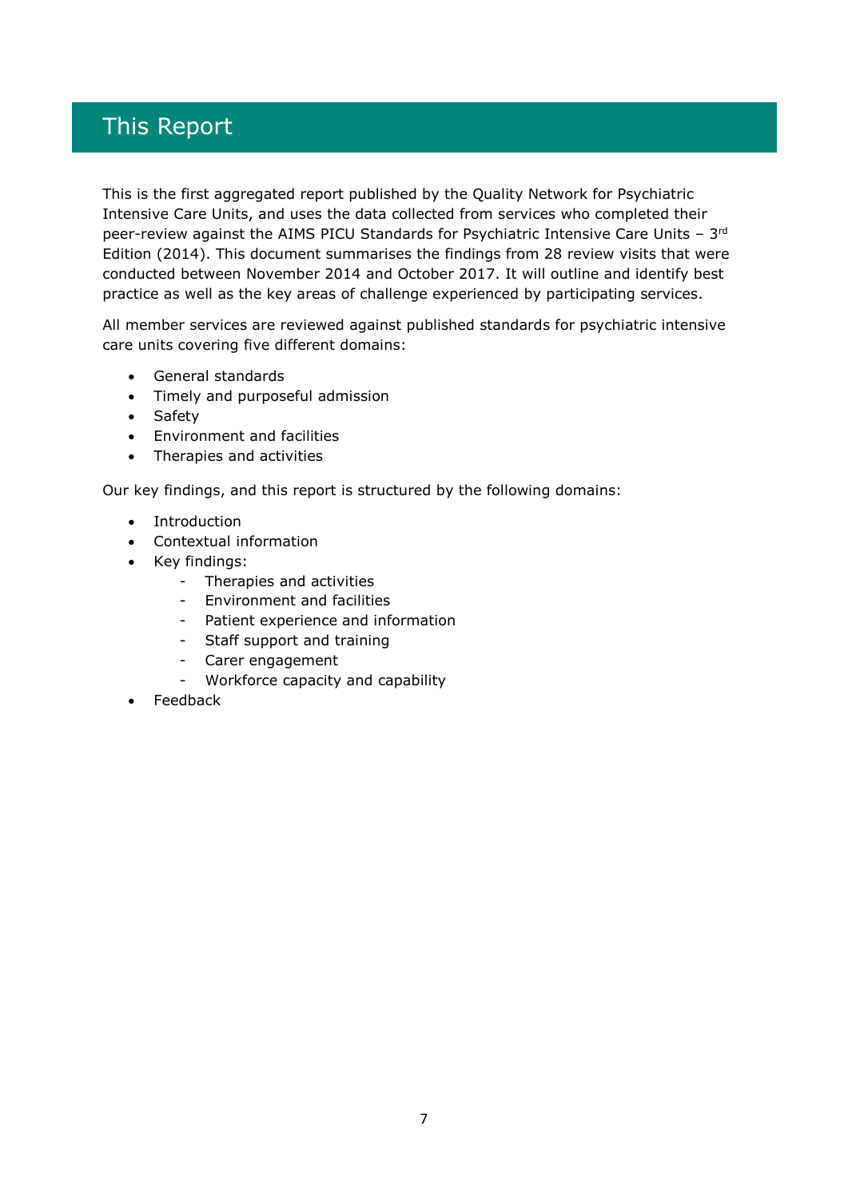# This Report

This is the first aggregated report published by the Quality Network for Psychiatric Intensive Care Units, and uses the data collected from services who completed their peer-review against the AIMS PICU Standards for Psychiatric Intensive Care Units – 3rd Edition (2014). This document summarises the findings from 28 review visits that were conducted between November 2014 and October 2017. It will outline and identify best practice as well as the key areas of challenge experienced by participating services.

All member services are reviewed against published standards for psychiatric intensive care units covering five different domains:

- General standards
- Timely and purposeful admission
- Safety
- Environment and facilities
- Therapies and activities

Our key findings, and this report is structured by the following domains:

- Introduction
- Contextual information
- Key findings:
    - Therapies and activities
    - Environment and facilities
    - Patient experience and information
    - Staff support and training
    - Carer engagement
    - Workforce capacity and capability
- Feedback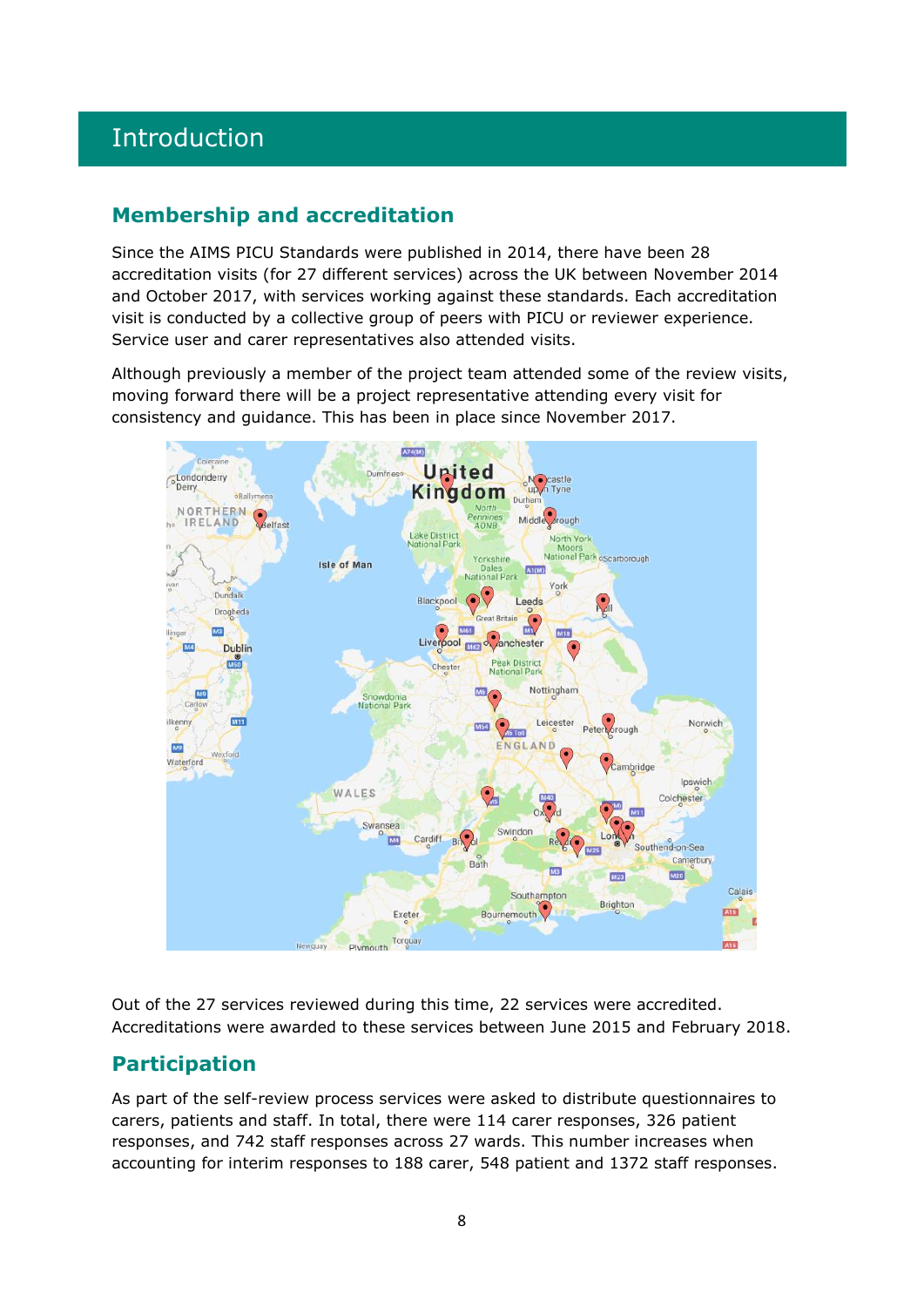# Introduction

## Membership and accreditation

Since the AIMS PICU Standards were published in 2014, there have been 28 accreditation visits (for 27 different services) across the UK between November 2014 and October 2017, with services working against these standards. Each accreditation visit is conducted by a collective group of peers with PICU or reviewer experience. Service user and carer representatives also attended visits.

Although previously a member of the project team attended some of the review visits, moving forward there will be a project representative attending every visit for consistency and guidance. This has been in place since November 2017.

Out of the 27 services reviewed during this time, 22 services were accredited. Accreditations were awarded to these services between June 2015 and February 2018.

## Participation

As part of the self-review process services were asked to distribute questionnaires to carers, patients and staff. In total, there were 114 carer responses, 326 patient responses, and 742 staff responses across 27 wards. This number increases when accounting for interim responses to 188 carer, 548 patient and 1372 staff responses.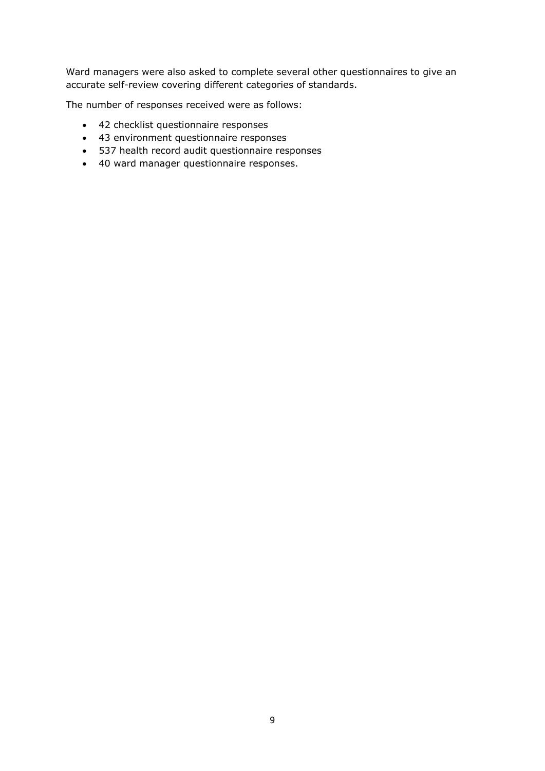Ward managers were also asked to complete several other questionnaires to give an accurate self-review covering different categories of standards.

The number of responses received were as follows:

- 42 checklist questionnaire responses
- 43 environment questionnaire responses
- 537 health record audit questionnaire responses
- 40 ward manager questionnaire responses.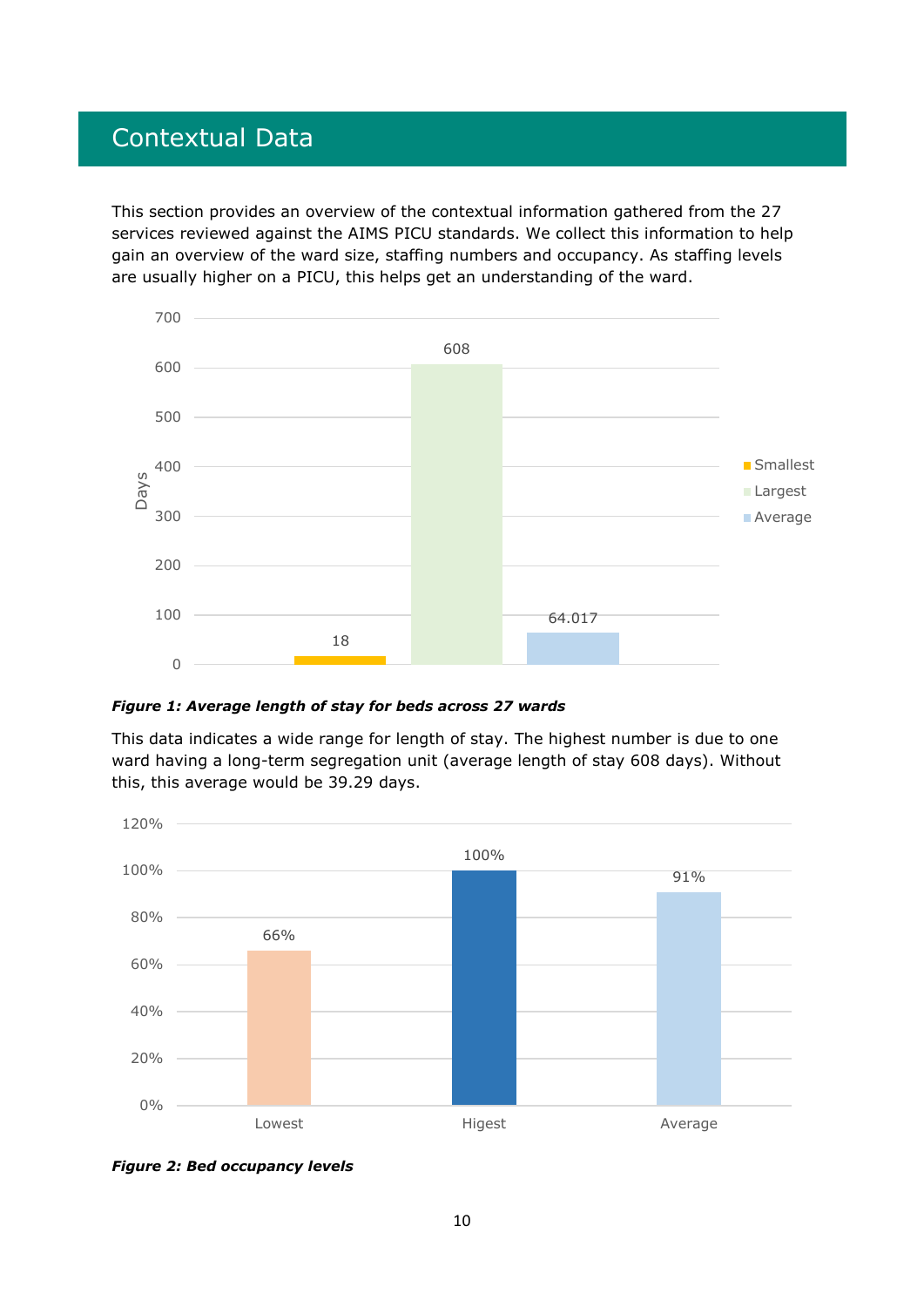# Contextual Data

This section provides an overview of the contextual information gathered from the 27 services reviewed against the AIMS PICU standards. We collect this information to help gain an overview of the ward size, staffing numbers and occupancy. As staffing levels are usually higher on a PICU, this helps get an understanding of the ward.

| | Days |
| --- | --- |
| Smallest | 18 |
| Largest | 608 |
| Average | 64.017 |

***Figure 1: Average length of stay for beds across 27 wards***

This data indicates a wide range for length of stay. The highest number is due to one ward having a long-term segregation unit (average length of stay 608 days). Without this, this average would be 39.29 days.

| Lowest | Higest | Average |
| --- | --- | --- |
| 66% | 100% | 91% |

***Figure 2: Bed occupancy levels***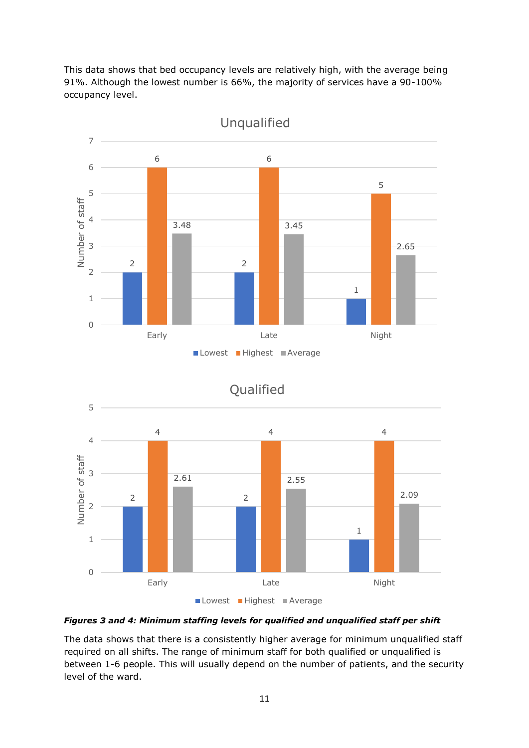This data shows that bed occupancy levels are relatively high, with the average being 91%. Although the lowest number is 66%, the majority of services have a 90-100% occupancy level.

**Unqualified**

| | Lowest | Highest | Average |
|---|---|---|---|
| Early | 2 | 6 | 3.48 |
| Late | 2 | 6 | 3.45 |
| Night | 1 | 5 | 2.65 |

**Qualified**

| | Lowest | Highest | Average |
|---|---|---|---|
| Early | 2 | 4 | 2.61 |
| Late | 2 | 4 | 2.55 |
| Night | 1 | 4 | 2.09 |

***Figures 3 and 4: Minimum staffing levels for qualified and unqualified staff per shift***

The data shows that there is a consistently higher average for minimum unqualified staff required on all shifts. The range of minimum staff for both qualified or unqualified is between 1-6 people. This will usually depend on the number of patients, and the security level of the ward.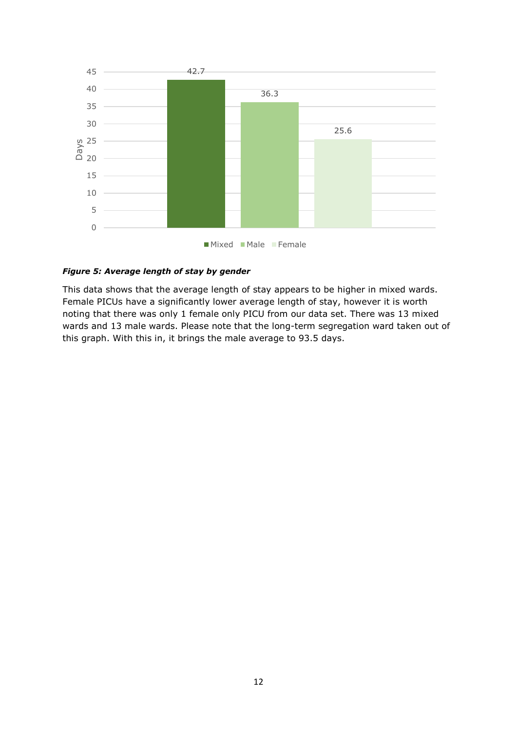*__Figure 5: Average length of stay by gender__*

This data shows that the average length of stay appears to be higher in mixed wards. Female PICUs have a significantly lower average length of stay, however it is worth noting that there was only 1 female only PICU from our data set. There was 13 mixed wards and 13 male wards. Please note that the long-term segregation ward taken out of this graph. With this in, it brings the male average to 93.5 days.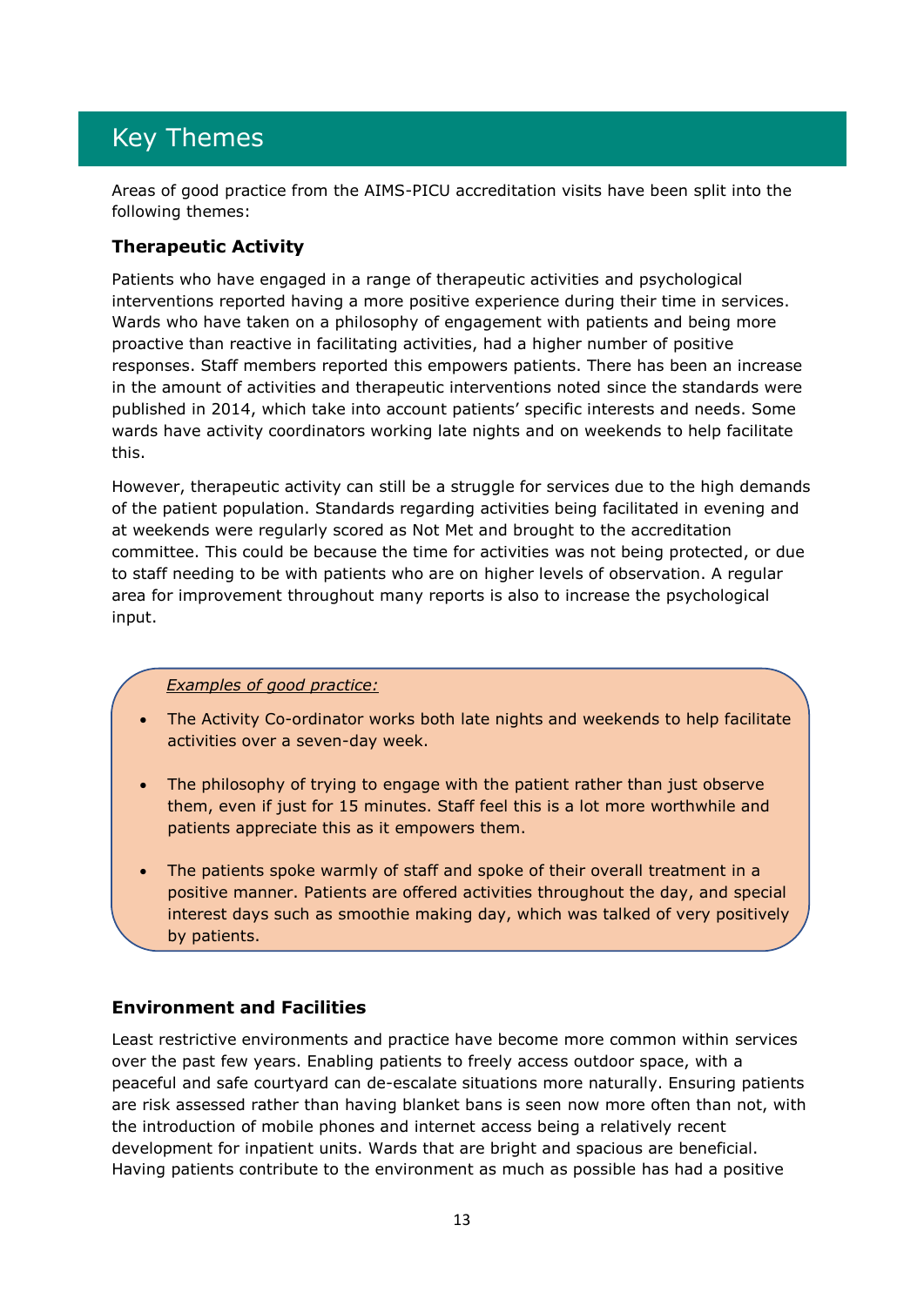# Key Themes

Areas of good practice from the AIMS-PICU accreditation visits have been split into the following themes:

### Therapeutic Activity

Patients who have engaged in a range of therapeutic activities and psychological interventions reported having a more positive experience during their time in services. Wards who have taken on a philosophy of engagement with patients and being more proactive than reactive in facilitating activities, had a higher number of positive responses. Staff members reported this empowers patients. There has been an increase in the amount of activities and therapeutic interventions noted since the standards were published in 2014, which take into account patients' specific interests and needs. Some wards have activity coordinators working late nights and on weekends to help facilitate this.

However, therapeutic activity can still be a struggle for services due to the high demands of the patient population. Standards regarding activities being facilitated in evening and at weekends were regularly scored as Not Met and brought to the accreditation committee. This could be because the time for activities was not being protected, or due to staff needing to be with patients who are on higher levels of observation. A regular area for improvement throughout many reports is also to increase the psychological input.

*Examples of good practice:*

- The Activity Co-ordinator works both late nights and weekends to help facilitate activities over a seven-day week.
- The philosophy of trying to engage with the patient rather than just observe them, even if just for 15 minutes. Staff feel this is a lot more worthwhile and patients appreciate this as it empowers them.
- The patients spoke warmly of staff and spoke of their overall treatment in a positive manner. Patients are offered activities throughout the day, and special interest days such as smoothie making day, which was talked of very positively by patients.

### Environment and Facilities

Least restrictive environments and practice have become more common within services over the past few years. Enabling patients to freely access outdoor space, with a peaceful and safe courtyard can de-escalate situations more naturally. Ensuring patients are risk assessed rather than having blanket bans is seen now more often than not, with the introduction of mobile phones and internet access being a relatively recent development for inpatient units. Wards that are bright and spacious are beneficial. Having patients contribute to the environment as much as possible has had a positive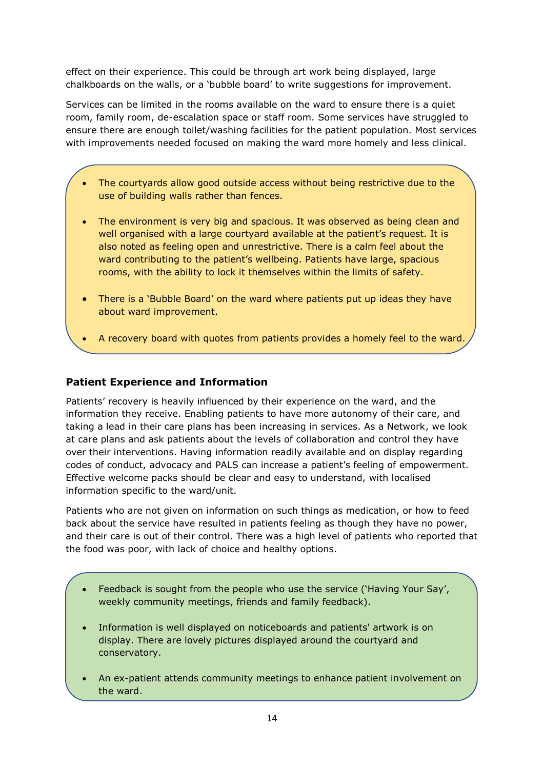effect on their experience. This could be through art work being displayed, large chalkboards on the walls, or a 'bubble board' to write suggestions for improvement.

Services can be limited in the rooms available on the ward to ensure there is a quiet room, family room, de-escalation space or staff room. Some services have struggled to ensure there are enough toilet/washing facilities for the patient population. Most services with improvements needed focused on making the ward more homely and less clinical.

- The courtyards allow good outside access without being restrictive due to the use of building walls rather than fences.
- The environment is very big and spacious. It was observed as being clean and well organised with a large courtyard available at the patient's request. It is also noted as feeling open and unrestrictive. There is a calm feel about the ward contributing to the patient's wellbeing. Patients have large, spacious rooms, with the ability to lock it themselves within the limits of safety.
- There is a 'Bubble Board' on the ward where patients put up ideas they have about ward improvement.
- A recovery board with quotes from patients provides a homely feel to the ward.

## Patient Experience and Information

Patients' recovery is heavily influenced by their experience on the ward, and the information they receive. Enabling patients to have more autonomy of their care, and taking a lead in their care plans has been increasing in services. As a Network, we look at care plans and ask patients about the levels of collaboration and control they have over their interventions. Having information readily available and on display regarding codes of conduct, advocacy and PALS can increase a patient's feeling of empowerment. Effective welcome packs should be clear and easy to understand, with localised information specific to the ward/unit.

Patients who are not given on information on such things as medication, or how to feed back about the service have resulted in patients feeling as though they have no power, and their care is out of their control. There was a high level of patients who reported that the food was poor, with lack of choice and healthy options.

- Feedback is sought from the people who use the service ('Having Your Say', weekly community meetings, friends and family feedback).
- Information is well displayed on noticeboards and patients' artwork is on display. There are lovely pictures displayed around the courtyard and conservatory.
- An ex-patient attends community meetings to enhance patient involvement on the ward.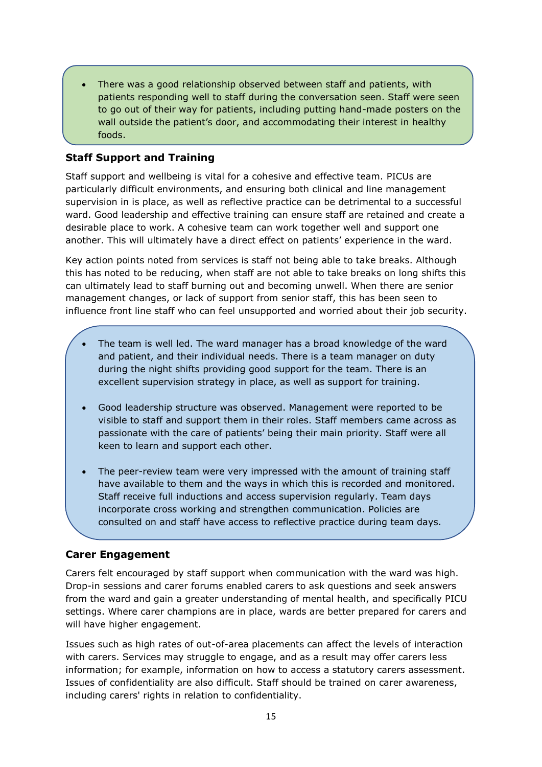- There was a good relationship observed between staff and patients, with patients responding well to staff during the conversation seen. Staff were seen to go out of their way for patients, including putting hand-made posters on the wall outside the patient's door, and accommodating their interest in healthy foods.

### Staff Support and Training

Staff support and wellbeing is vital for a cohesive and effective team. PICUs are particularly difficult environments, and ensuring both clinical and line management supervision in is place, as well as reflective practice can be detrimental to a successful ward. Good leadership and effective training can ensure staff are retained and create a desirable place to work. A cohesive team can work together well and support one another. This will ultimately have a direct effect on patients' experience in the ward.

Key action points noted from services is staff not being able to take breaks. Although this has noted to be reducing, when staff are not able to take breaks on long shifts this can ultimately lead to staff burning out and becoming unwell. When there are senior management changes, or lack of support from senior staff, this has been seen to influence front line staff who can feel unsupported and worried about their job security.

- The team is well led. The ward manager has a broad knowledge of the ward and patient, and their individual needs. There is a team manager on duty during the night shifts providing good support for the team. There is an excellent supervision strategy in place, as well as support for training.

- Good leadership structure was observed. Management were reported to be visible to staff and support them in their roles. Staff members came across as passionate with the care of patients' being their main priority. Staff were all keen to learn and support each other.

- The peer-review team were very impressed with the amount of training staff have available to them and the ways in which this is recorded and monitored. Staff receive full inductions and access supervision regularly. Team days incorporate cross working and strengthen communication. Policies are consulted on and staff have access to reflective practice during team days.

### Carer Engagement

Carers felt encouraged by staff support when communication with the ward was high. Drop-in sessions and carer forums enabled carers to ask questions and seek answers from the ward and gain a greater understanding of mental health, and specifically PICU settings. Where carer champions are in place, wards are better prepared for carers and will have higher engagement.

Issues such as high rates of out-of-area placements can affect the levels of interaction with carers. Services may struggle to engage, and as a result may offer carers less information; for example, information on how to access a statutory carers assessment. Issues of confidentiality are also difficult. Staff should be trained on carer awareness, including carers' rights in relation to confidentiality.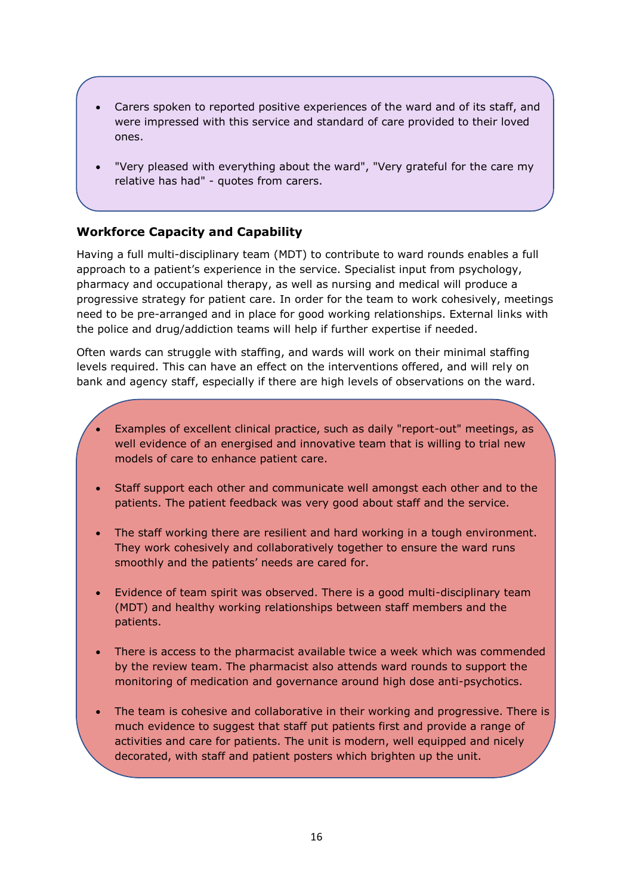- Carers spoken to reported positive experiences of the ward and of its staff, and were impressed with this service and standard of care provided to their loved ones.
- "Very pleased with everything about the ward", "Very grateful for the care my relative has had" - quotes from carers.

### Workforce Capacity and Capability

Having a full multi-disciplinary team (MDT) to contribute to ward rounds enables a full approach to a patient's experience in the service. Specialist input from psychology, pharmacy and occupational therapy, as well as nursing and medical will produce a progressive strategy for patient care. In order for the team to work cohesively, meetings need to be pre-arranged and in place for good working relationships. External links with the police and drug/addiction teams will help if further expertise if needed.

Often wards can struggle with staffing, and wards will work on their minimal staffing levels required. This can have an effect on the interventions offered, and will rely on bank and agency staff, especially if there are high levels of observations on the ward.

- Examples of excellent clinical practice, such as daily "report-out" meetings, as well evidence of an energised and innovative team that is willing to trial new models of care to enhance patient care.
- Staff support each other and communicate well amongst each other and to the patients. The patient feedback was very good about staff and the service.
- The staff working there are resilient and hard working in a tough environment. They work cohesively and collaboratively together to ensure the ward runs smoothly and the patients' needs are cared for.
- Evidence of team spirit was observed. There is a good multi-disciplinary team (MDT) and healthy working relationships between staff members and the patients.
- There is access to the pharmacist available twice a week which was commended by the review team. The pharmacist also attends ward rounds to support the monitoring of medication and governance around high dose anti-psychotics.
- The team is cohesive and collaborative in their working and progressive. There is much evidence to suggest that staff put patients first and provide a range of activities and care for patients. The unit is modern, well equipped and nicely decorated, with staff and patient posters which brighten up the unit.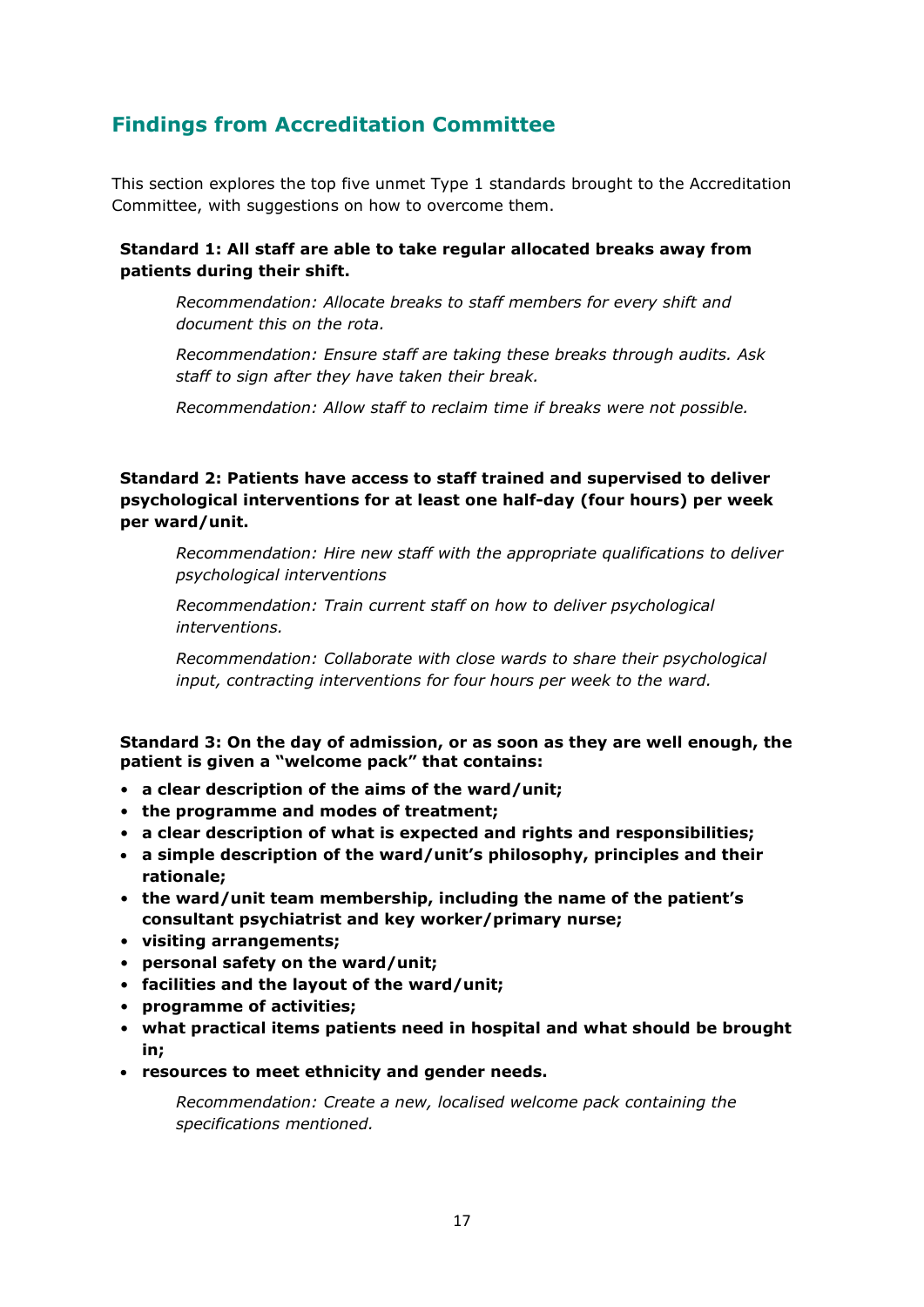## Findings from Accreditation Committee

This section explores the top five unmet Type 1 standards brought to the Accreditation Committee, with suggestions on how to overcome them.

**Standard 1: All staff are able to take regular allocated breaks away from patients during their shift.**

> *Recommendation: Allocate breaks to staff members for every shift and document this on the rota.*
>
> *Recommendation: Ensure staff are taking these breaks through audits. Ask staff to sign after they have taken their break.*
>
> *Recommendation: Allow staff to reclaim time if breaks were not possible.*

**Standard 2: Patients have access to staff trained and supervised to deliver psychological interventions for at least one half-day (four hours) per week per ward/unit.**

> *Recommendation: Hire new staff with the appropriate qualifications to deliver psychological interventions*
>
> *Recommendation: Train current staff on how to deliver psychological interventions.*
>
> *Recommendation: Collaborate with close wards to share their psychological input, contracting interventions for four hours per week to the ward.*

**Standard 3: On the day of admission, or as soon as they are well enough, the patient is given a "welcome pack" that contains:**

- **a clear description of the aims of the ward/unit;**
- **the programme and modes of treatment;**
- **a clear description of what is expected and rights and responsibilities;**
- **a simple description of the ward/unit's philosophy, principles and their rationale;**
- **the ward/unit team membership, including the name of the patient's consultant psychiatrist and key worker/primary nurse;**
- **visiting arrangements;**
- **personal safety on the ward/unit;**
- **facilities and the layout of the ward/unit;**
- **programme of activities;**
- **what practical items patients need in hospital and what should be brought in;**
- **resources to meet ethnicity and gender needs.**

> *Recommendation: Create a new, localised welcome pack containing the specifications mentioned.*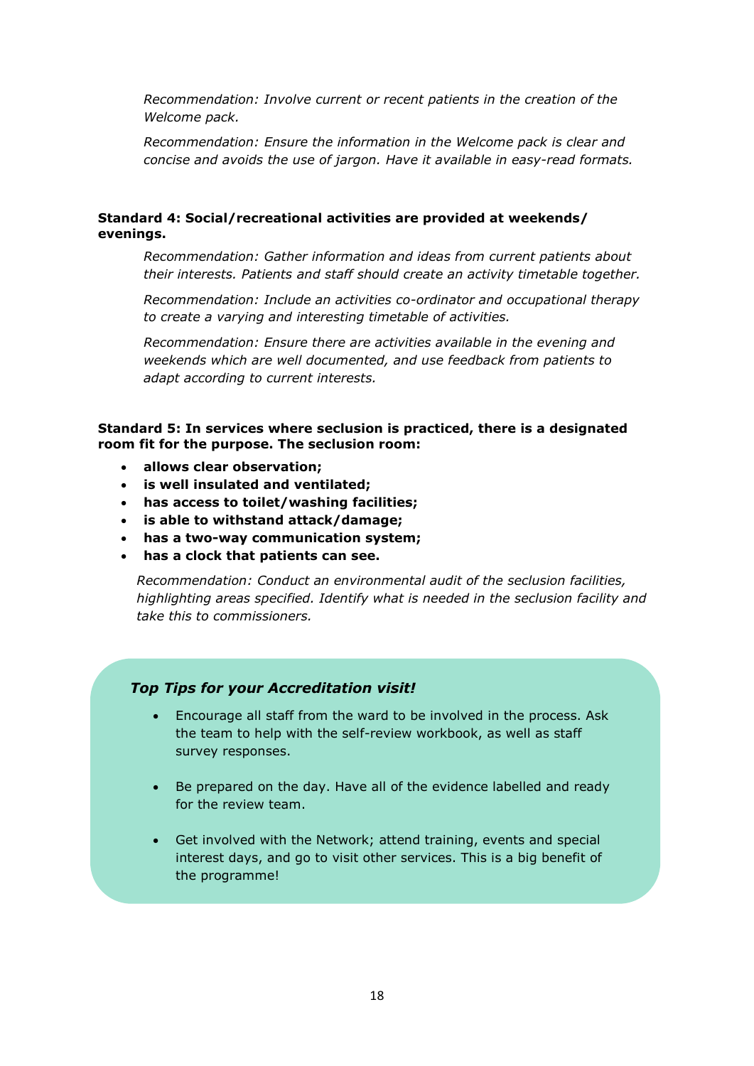*Recommendation: Involve current or recent patients in the creation of the Welcome pack.*

*Recommendation: Ensure the information in the Welcome pack is clear and concise and avoids the use of jargon. Have it available in easy-read formats.*

**Standard 4: Social/recreational activities are provided at weekends/ evenings.**

*Recommendation: Gather information and ideas from current patients about their interests. Patients and staff should create an activity timetable together.*

*Recommendation: Include an activities co-ordinator and occupational therapy to create a varying and interesting timetable of activities.*

*Recommendation: Ensure there are activities available in the evening and weekends which are well documented, and use feedback from patients to adapt according to current interests.*

**Standard 5: In services where seclusion is practiced, there is a designated room fit for the purpose. The seclusion room:**

- **allows clear observation;**
- **is well insulated and ventilated;**
- **has access to toilet/washing facilities;**
- **is able to withstand attack/damage;**
- **has a two-way communication system;**
- **has a clock that patients can see.**

*Recommendation: Conduct an environmental audit of the seclusion facilities, highlighting areas specified. Identify what is needed in the seclusion facility and take this to commissioners.*

***Top Tips for your Accreditation visit!***

- Encourage all staff from the ward to be involved in the process. Ask the team to help with the self-review workbook, as well as staff survey responses.
- Be prepared on the day. Have all of the evidence labelled and ready for the review team.
- Get involved with the Network; attend training, events and special interest days, and go to visit other services. This is a big benefit of the programme!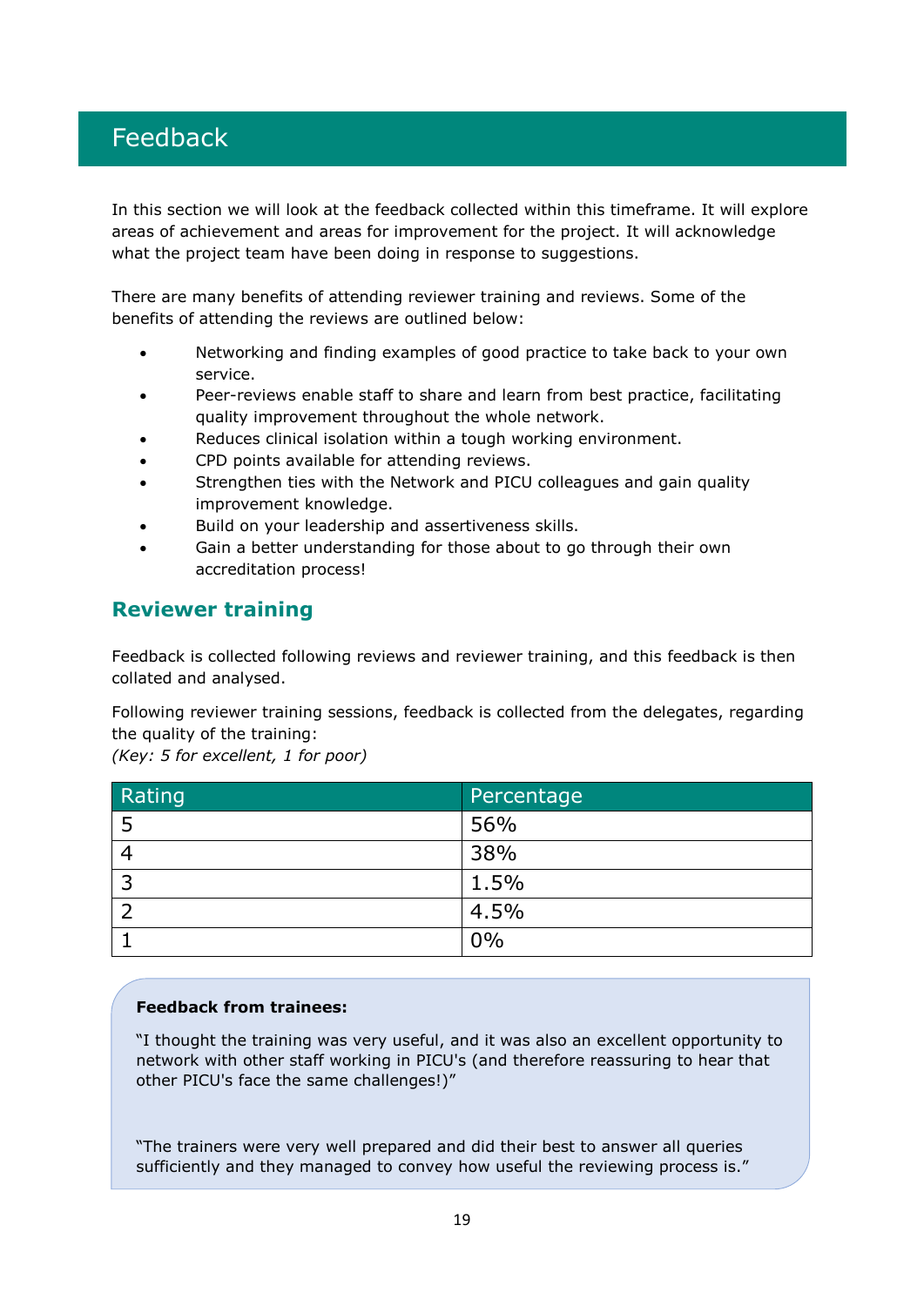# Feedback

In this section we will look at the feedback collected within this timeframe. It will explore areas of achievement and areas for improvement for the project. It will acknowledge what the project team have been doing in response to suggestions.

There are many benefits of attending reviewer training and reviews. Some of the benefits of attending the reviews are outlined below:

- Networking and finding examples of good practice to take back to your own service.
- Peer-reviews enable staff to share and learn from best practice, facilitating quality improvement throughout the whole network.
- Reduces clinical isolation within a tough working environment.
- CPD points available for attending reviews.
- Strengthen ties with the Network and PICU colleagues and gain quality improvement knowledge.
- Build on your leadership and assertiveness skills.
- Gain a better understanding for those about to go through their own accreditation process!

## Reviewer training

Feedback is collected following reviews and reviewer training, and this feedback is then collated and analysed.

Following reviewer training sessions, feedback is collected from the delegates, regarding the quality of the training:
*(Key: 5 for excellent, 1 for poor)*

| Rating | Percentage |
|---|---|
| 5 | 56% |
| 4 | 38% |
| 3 | 1.5% |
| 2 | 4.5% |
| 1 | 0% |

**Feedback from trainees:**

"I thought the training was very useful, and it was also an excellent opportunity to network with other staff working in PICU's (and therefore reassuring to hear that other PICU's face the same challenges!)"

"The trainers were very well prepared and did their best to answer all queries sufficiently and they managed to convey how useful the reviewing process is."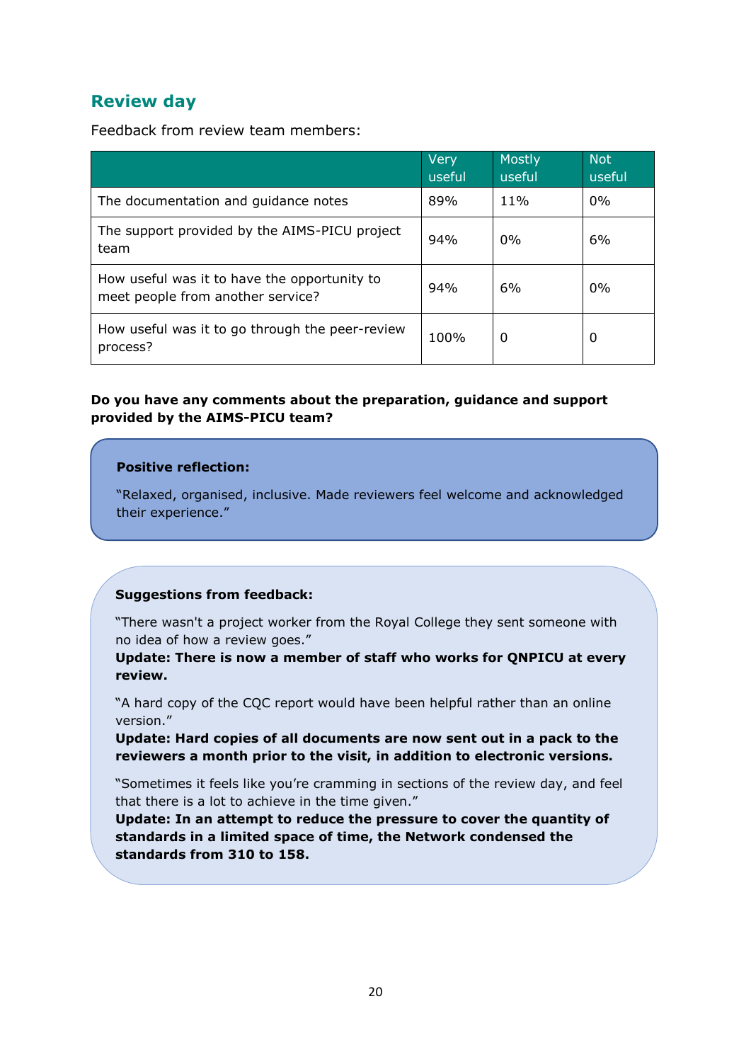## Review day

Feedback from review team members:

| | Very useful | Mostly useful | Not useful |
|---|---|---|---|
| The documentation and guidance notes | 89% | 11% | 0% |
| The support provided by the AIMS-PICU project team | 94% | 0% | 6% |
| How useful was it to have the opportunity to meet people from another service? | 94% | 6% | 0% |
| How useful was it to go through the peer-review process? | 100% | 0 | 0 |

**Do you have any comments about the preparation, guidance and support provided by the AIMS-PICU team?**

**Positive reflection:**

"Relaxed, organised, inclusive. Made reviewers feel welcome and acknowledged their experience."

**Suggestions from feedback:**

"There wasn't a project worker from the Royal College they sent someone with no idea of how a review goes."
**Update: There is now a member of staff who works for QNPICU at every review.**

"A hard copy of the CQC report would have been helpful rather than an online version."
**Update: Hard copies of all documents are now sent out in a pack to the reviewers a month prior to the visit, in addition to electronic versions.**

"Sometimes it feels like you're cramming in sections of the review day, and feel that there is a lot to achieve in the time given."
**Update: In an attempt to reduce the pressure to cover the quantity of standards in a limited space of time, the Network condensed the standards from 310 to 158.**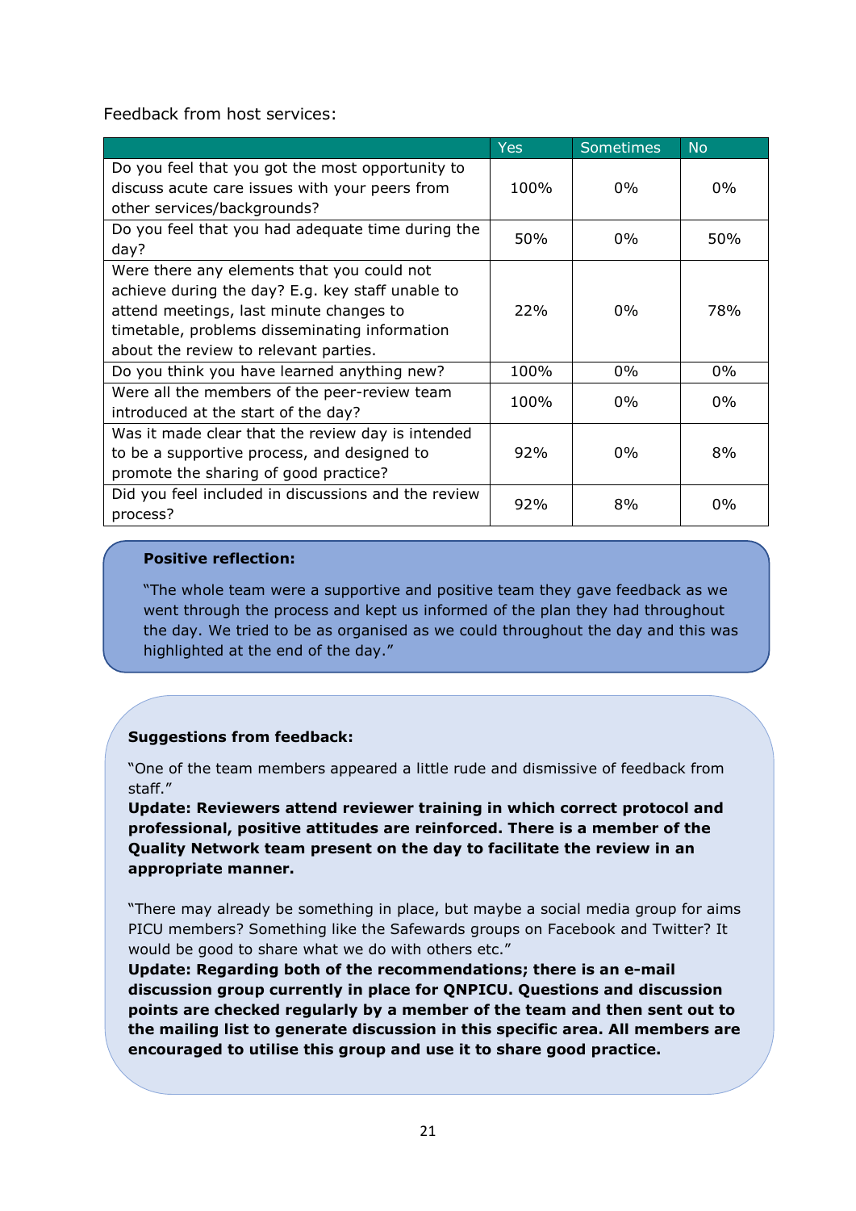Feedback from host services:

| | Yes | Sometimes | No |
|---|---|---|---|
| Do you feel that you got the most opportunity to discuss acute care issues with your peers from other services/backgrounds? | 100% | 0% | 0% |
| Do you feel that you had adequate time during the day? | 50% | 0% | 50% |
| Were there any elements that you could not achieve during the day? E.g. key staff unable to attend meetings, last minute changes to timetable, problems disseminating information about the review to relevant parties. | 22% | 0% | 78% |
| Do you think you have learned anything new? | 100% | 0% | 0% |
| Were all the members of the peer-review team introduced at the start of the day? | 100% | 0% | 0% |
| Was it made clear that the review day is intended to be a supportive process, and designed to promote the sharing of good practice? | 92% | 0% | 8% |
| Did you feel included in discussions and the review process? | 92% | 8% | 0% |

**Positive reflection:**

"The whole team were a supportive and positive team they gave feedback as we went through the process and kept us informed of the plan they had throughout the day. We tried to be as organised as we could throughout the day and this was highlighted at the end of the day."

**Suggestions from feedback:**

"One of the team members appeared a little rude and dismissive of feedback from staff."

**Update: Reviewers attend reviewer training in which correct protocol and professional, positive attitudes are reinforced. There is a member of the Quality Network team present on the day to facilitate the review in an appropriate manner.**

"There may already be something in place, but maybe a social media group for aims PICU members? Something like the Safewards groups on Facebook and Twitter? It would be good to share what we do with others etc."

**Update: Regarding both of the recommendations; there is an e-mail discussion group currently in place for QNPICU. Questions and discussion points are checked regularly by a member of the team and then sent out to the mailing list to generate discussion in this specific area. All members are encouraged to utilise this group and use it to share good practice.**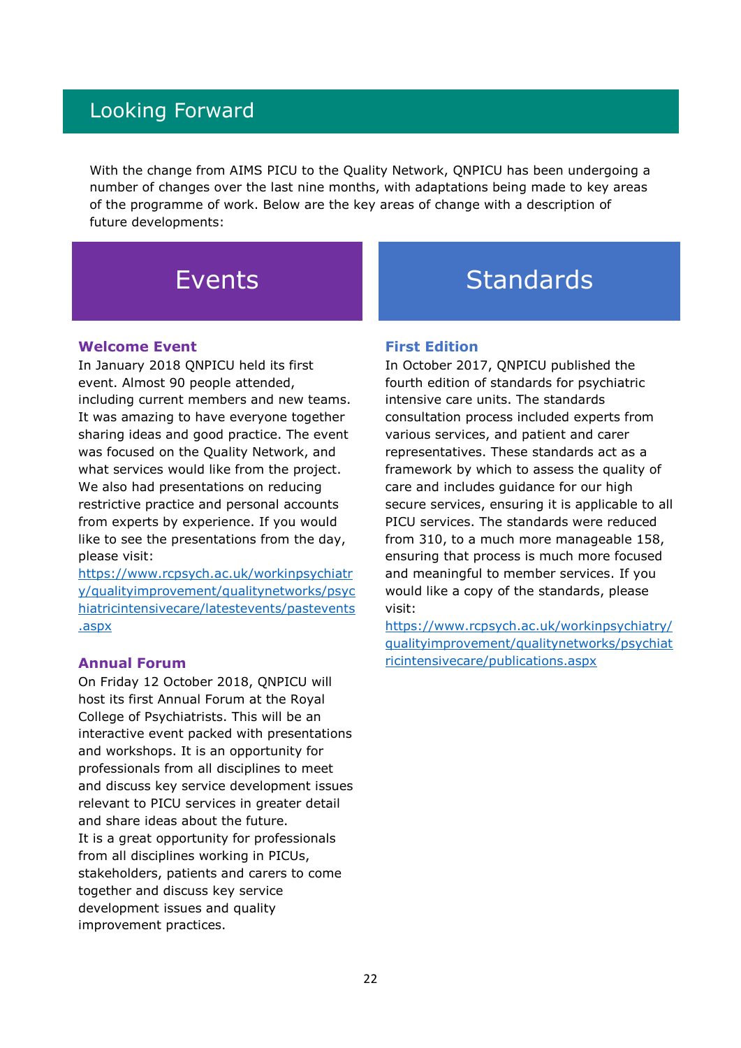## Looking Forward

With the change from AIMS PICU to the Quality Network, QNPICU has been undergoing a number of changes over the last nine months, with adaptations being made to key areas of the programme of work. Below are the key areas of change with a description of future developments:

### Events

#### Welcome Event

In January 2018 QNPICU held its first event. Almost 90 people attended, including current members and new teams. It was amazing to have everyone together sharing ideas and good practice. The event was focused on the Quality Network, and what services would like from the project. We also had presentations on reducing restrictive practice and personal accounts from experts by experience. If you would like to see the presentations from the day, please visit: https://www.rcpsych.ac.uk/workinpsychiatry/qualityimprovement/qualitynetworks/psychiatricintensivecare/latestevents/pastevents.aspx

#### Annual Forum

On Friday 12 October 2018, QNPICU will host its first Annual Forum at the Royal College of Psychiatrists. This will be an interactive event packed with presentations and workshops. It is an opportunity for professionals from all disciplines to meet and discuss key service development issues relevant to PICU services in greater detail and share ideas about the future.

It is a great opportunity for professionals from all disciplines working in PICUs, stakeholders, patients and carers to come together and discuss key service development issues and quality improvement practices.

### Standards

#### First Edition

In October 2017, QNPICU published the fourth edition of standards for psychiatric intensive care units. The standards consultation process included experts from various services, and patient and carer representatives. These standards act as a framework by which to assess the quality of care and includes guidance for our high secure services, ensuring it is applicable to all PICU services. The standards were reduced from 310, to a much more manageable 158, ensuring that process is much more focused and meaningful to member services. If you would like a copy of the standards, please visit: https://www.rcpsych.ac.uk/workinpsychiatry/qualityimprovement/qualitynetworks/psychiatricintensivecare/publications.aspx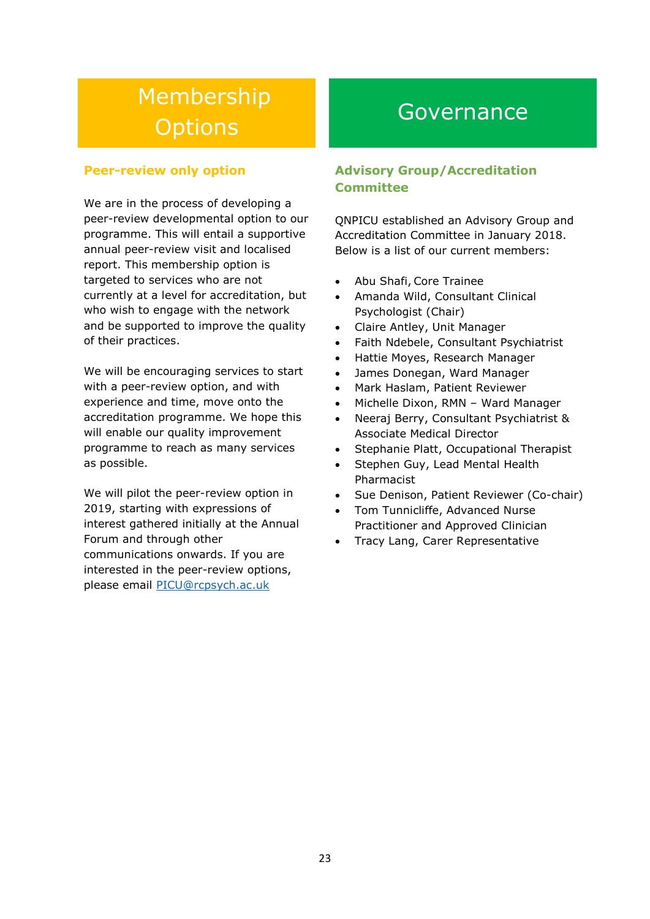# Membership Options

### Peer-review only option

We are in the process of developing a peer-review developmental option to our programme. This will entail a supportive annual peer-review visit and localised report. This membership option is targeted to services who are not currently at a level for accreditation, but who wish to engage with the network and be supported to improve the quality of their practices.

We will be encouraging services to start with a peer-review option, and with experience and time, move onto the accreditation programme. We hope this will enable our quality improvement programme to reach as many services as possible.

We will pilot the peer-review option in 2019, starting with expressions of interest gathered initially at the Annual Forum and through other communications onwards. If you are interested in the peer-review options, please email PICU@rcpsych.ac.uk

# Governance

### Advisory Group/Accreditation Committee

QNPICU established an Advisory Group and Accreditation Committee in January 2018. Below is a list of our current members:

- Abu Shafi, Core Trainee
- Amanda Wild, Consultant Clinical Psychologist (Chair)
- Claire Antley, Unit Manager
- Faith Ndebele, Consultant Psychiatrist
- Hattie Moyes, Research Manager
- James Donegan, Ward Manager
- Mark Haslam, Patient Reviewer
- Michelle Dixon, RMN – Ward Manager
- Neeraj Berry, Consultant Psychiatrist & Associate Medical Director
- Stephanie Platt, Occupational Therapist
- Stephen Guy, Lead Mental Health Pharmacist
- Sue Denison, Patient Reviewer (Co-chair)
- Tom Tunnicliffe, Advanced Nurse Practitioner and Approved Clinician
- Tracy Lang, Carer Representative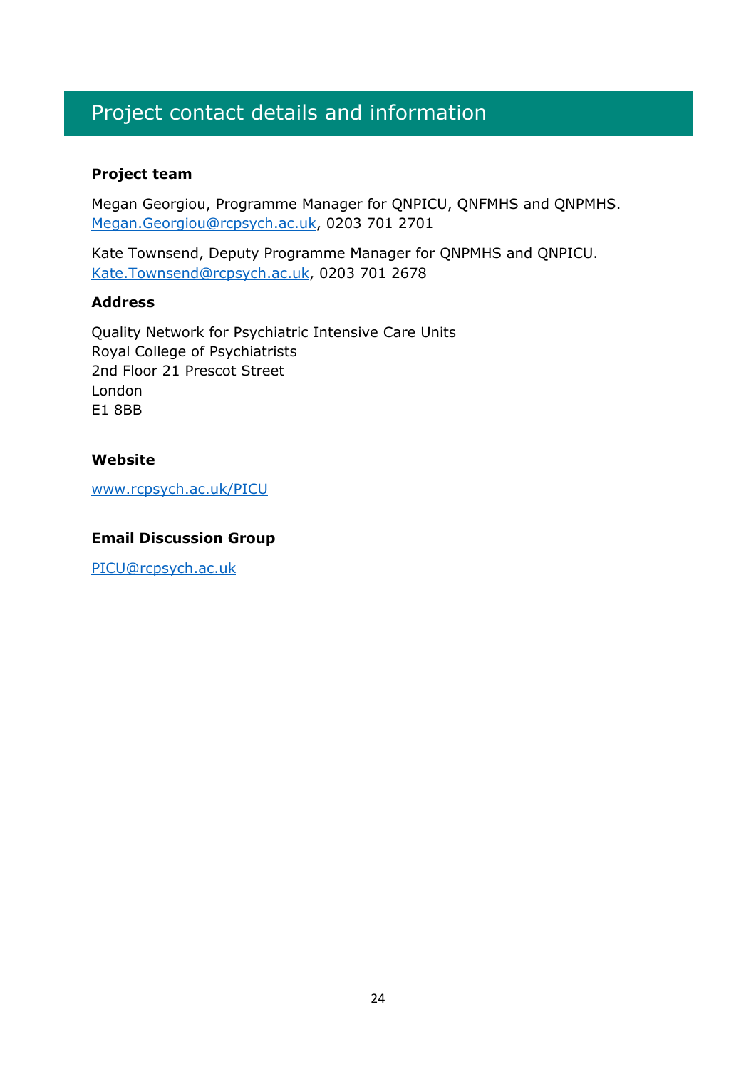# Project contact details and information

**Project team**

Megan Georgiou, Programme Manager for QNPICU, QNFMHS and QNPMHS.
Megan.Georgiou@rcpsych.ac.uk, 0203 701 2701

Kate Townsend, Deputy Programme Manager for QNPMHS and QNPICU.
Kate.Townsend@rcpsych.ac.uk, 0203 701 2678

**Address**

Quality Network for Psychiatric Intensive Care Units
Royal College of Psychiatrists
2nd Floor 21 Prescot Street
London
E1 8BB

**Website**

www.rcpsych.ac.uk/PICU

**Email Discussion Group**

PICU@rcpsych.ac.uk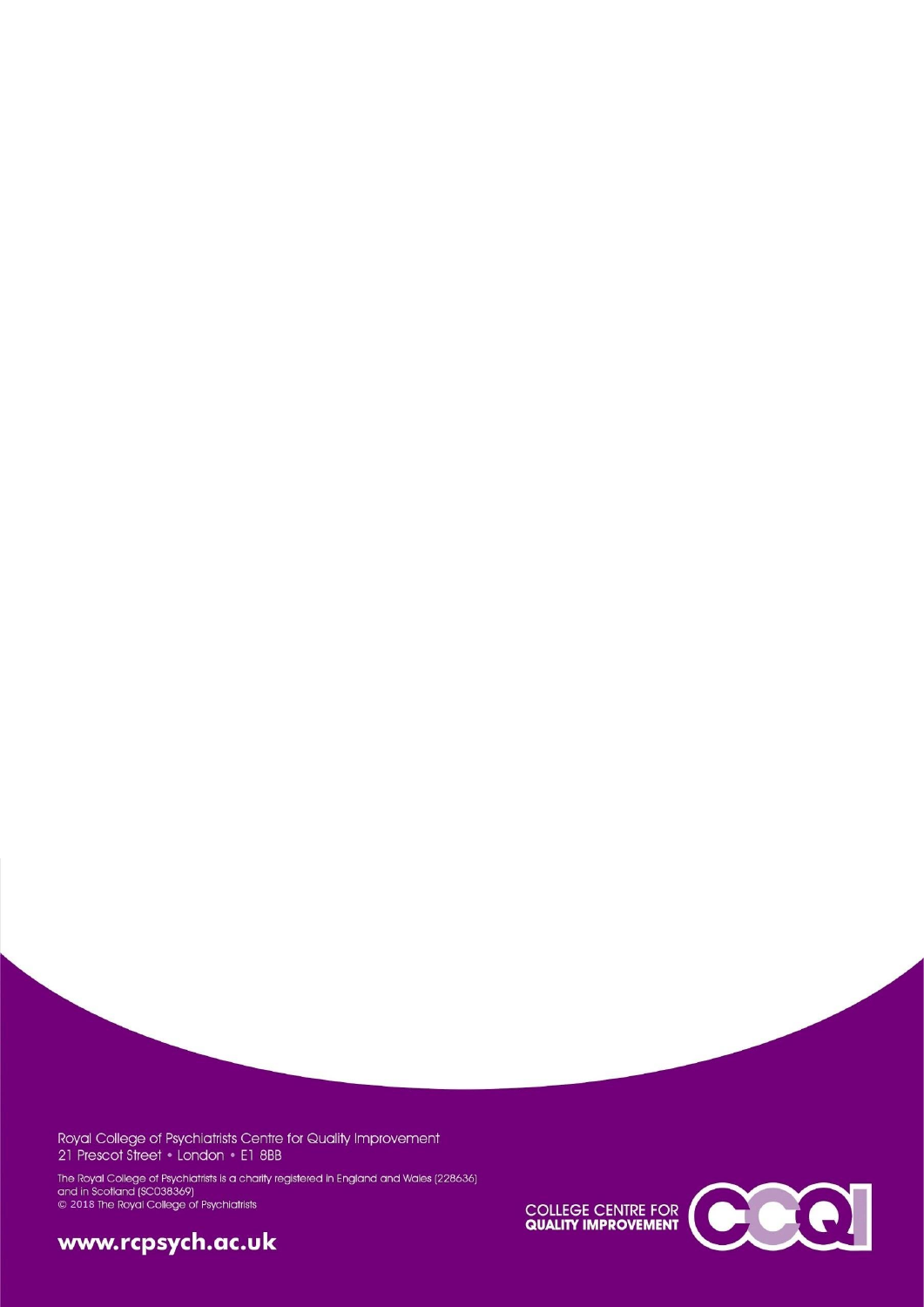Royal College of Psychiatrists Centre for Quality Improvement
21 Prescot Street • London • E1 8BB

The Royal College of Psychiatrists is a charity registered in England and Wales (228636) and in Scotland (SC038369)
© 2018 The Royal College of Psychiatrists

COLLEGE CENTRE FOR QUALITY IMPROVEMENT

www.rcpsych.ac.uk